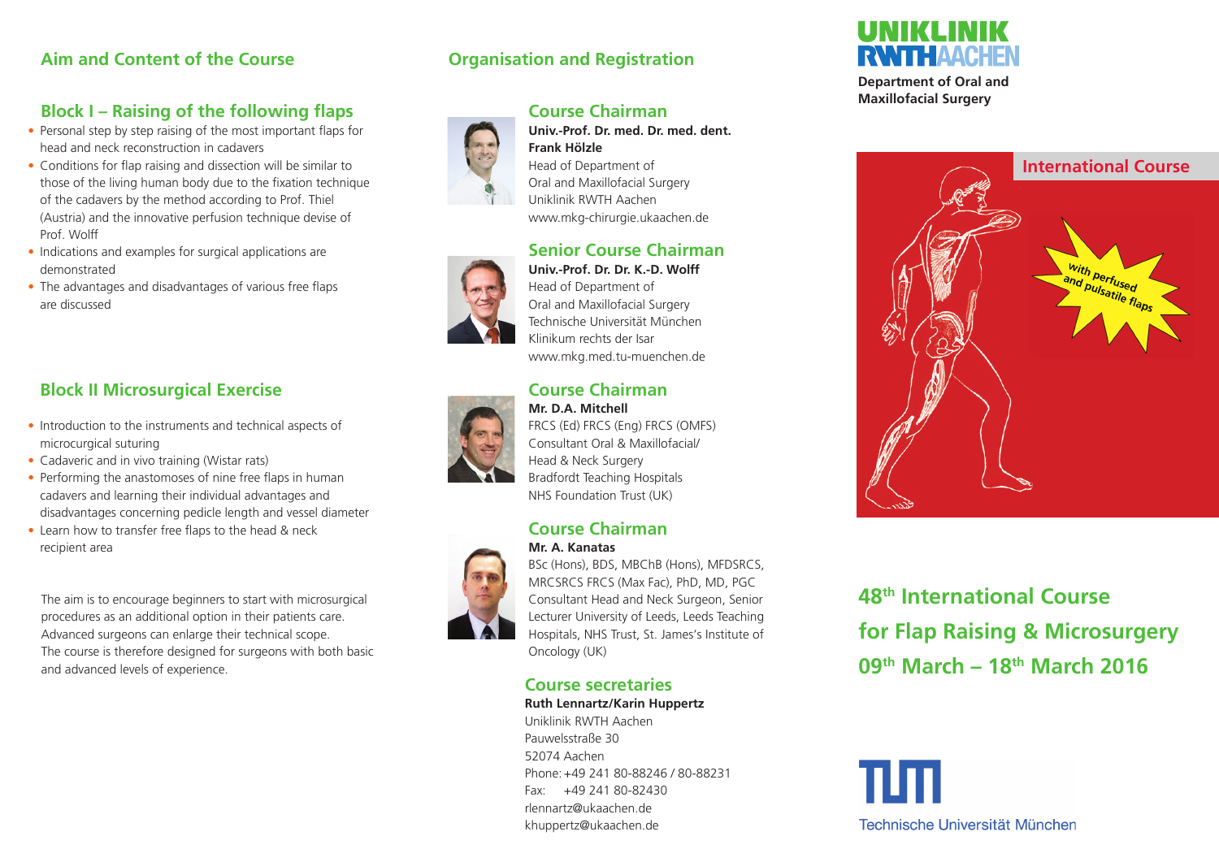## Aim and Content of the Course

### Block I – Raising of the following flaps

- Personal step by step raising of the most important flaps for head and neck reconstruction in cadavers
- Conditions for flap raising and dissection will be similar to those of the living human body due to the fixation technique of the cadavers by the method according to Prof. Thiel (Austria) and the innovative perfusion technique devise of Prof. Wolff
- Indications and examples for surgical applications are demonstrated
- The advantages and disadvantages of various free flaps are discussed

### Block II Microsurgical Exercise

- Introduction to the instruments and technical aspects of microcurgical suturing
- Cadaveric and in vivo training (Wistar rats)
- Performing the anastomoses of nine free flaps in human cadavers and learning their individual advantages and disadvantages concerning pedicle length and vessel diameter
- Learn how to transfer free flaps to the head & neck recipient area

The aim is to encourage beginners to start with microsurgical procedures as an additional option in their patients care. Advanced surgeons can enlarge their technical scope. The course is therefore designed for surgeons with both basic and advanced levels of experience.

## Organisation and Registration

### Course Chairman

**Univ.-Prof. Dr. med. Dr. med. dent. Frank Hölzle**
Head of Department of
Oral and Maxillofacial Surgery
Uniklinik RWTH Aachen
www.mkg-chirurgie.ukaachen.de

### Senior Course Chairman

**Univ.-Prof. Dr. Dr. K.-D. Wolff**
Head of Department of
Oral and Maxillofacial Surgery
Technische Universität München
Klinikum rechts der Isar
www.mkg.med.tu-muenchen.de

### Course Chairman

**Mr. D.A. Mitchell**
FRCS (Ed) FRCS (Eng) FRCS (OMFS)
Consultant Oral & Maxillofacial/
Head & Neck Surgery
Bradfordt Teaching Hospitals
NHS Foundation Trust (UK)

### Course Chairman

**Mr. A. Kanatas**
BSc (Hons), BDS, MBChB (Hons), MFDSRCS, MRCSRCS FRCS (Max Fac), PhD, MD, PGC
Consultant Head and Neck Surgeon, Senior Lecturer University of Leeds, Leeds Teaching Hospitals, NHS Trust, St. James's Institute of Oncology (UK)

### Course secretaries

**Ruth Lennartz/Karin Huppertz**
Uniklinik RWTH Aachen
Pauwelsstraße 30
52074 Aachen
Phone: +49 241 80-88246 / 80-88231
Fax: +49 241 80-82430
rlennartz@ukaachen.de
khuppertz@ukaachen.de

UNIKLINIK RWTH AACHEN

**Department of Oral and Maxillofacial Surgery**

International Course

with perfused and pulsatile flaps

# 48th International Course for Flap Raising & Microsurgery

## 09th March – 18th March 2016

Technische Universität München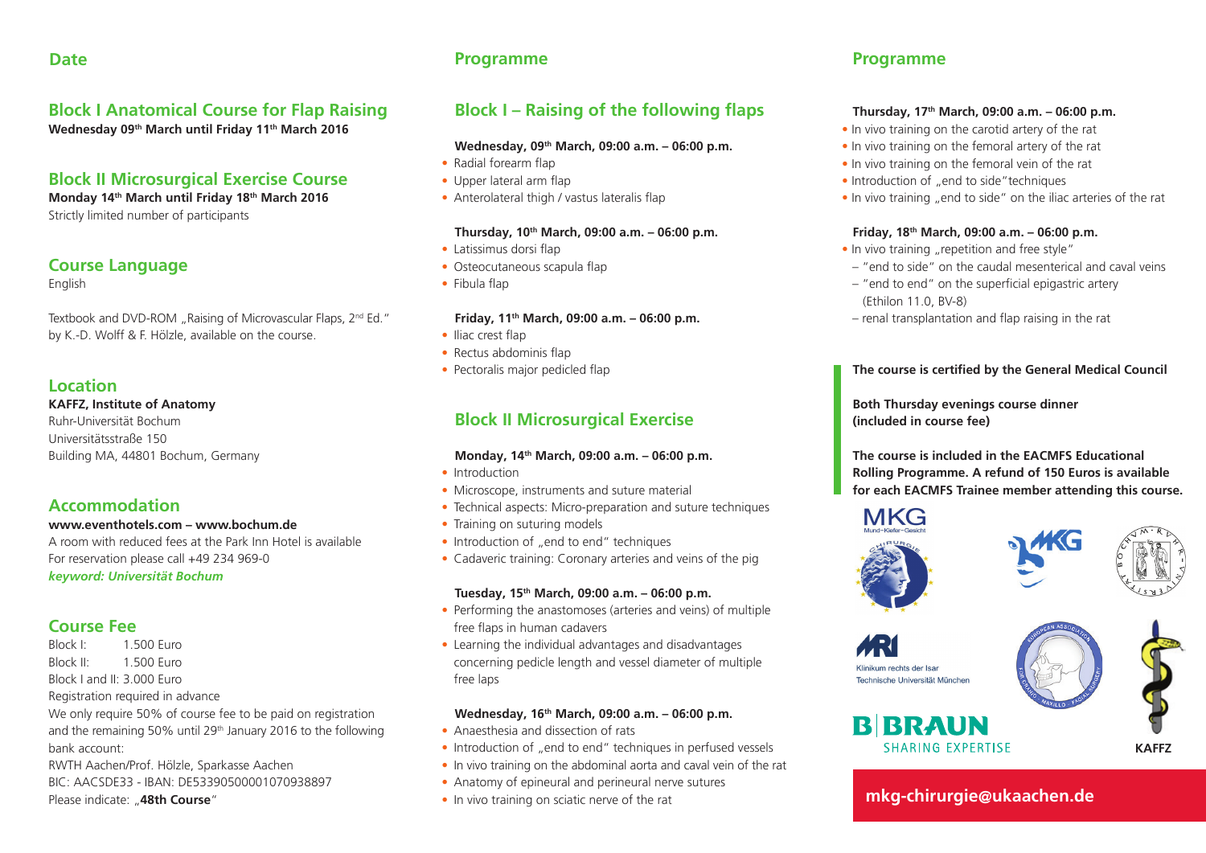## Date

### Block I Anatomical Course for Flap Raising

**Wednesday 09th March until Friday 11th March 2016**

### Block II Microsurgical Exercise Course

**Monday 14th March until Friday 18th March 2016**

Strictly limited number of participants

### Course Language

English

Textbook and DVD-ROM „Raising of Microvascular Flaps, 2nd Ed." by K.-D. Wolff & F. Hölzle, available on the course.

### Location

**KAFFZ, Institute of Anatomy**

Ruhr-Universität Bochum
Universitätsstraße 150
Building MA, 44801 Bochum, Germany

### Accommodation

**www.eventhotels.com – www.bochum.de**

A room with reduced fees at the Park Inn Hotel is available
For reservation please call +49 234 969-0
***keyword: Universität Bochum***

### Course Fee

Block I: 1.500 Euro
Block II: 1.500 Euro
Block I and II: 3.000 Euro
Registration required in advance

We only require 50% of course fee to be paid on registration and the remaining 50% until 29th January 2016 to the following bank account:

RWTH Aachen/Prof. Hölzle, Sparkasse Aachen
BIC: AACSDE33 - IBAN: DE53390500001070938897
Please indicate: „**48th Course**"

## Programme

### Block I – Raising of the following flaps

**Wednesday, 09th March, 09:00 a.m. – 06:00 p.m.**

- Radial forearm flap
- Upper lateral arm flap
- Anterolateral thigh / vastus lateralis flap

**Thursday, 10th March, 09:00 a.m. – 06:00 p.m.**

- Latissimus dorsi flap
- Osteocutaneous scapula flap
- Fibula flap

**Friday, 11th March, 09:00 a.m. – 06:00 p.m.**

- Iliac crest flap
- Rectus abdominis flap
- Pectoralis major pedicled flap

### Block II Microsurgical Exercise

**Monday, 14th March, 09:00 a.m. – 06:00 p.m.**

- Introduction
- Microscope, instruments and suture material
- Technical aspects: Micro-preparation and suture techniques
- Training on suturing models
- Introduction of „end to end" techniques
- Cadaveric training: Coronary arteries and veins of the pig

**Tuesday, 15th March, 09:00 a.m. – 06:00 p.m.**

- Performing the anastomoses (arteries and veins) of multiple free flaps in human cadavers
- Learning the individual advantages and disadvantages concerning pedicle length and vessel diameter of multiple free laps

**Wednesday, 16th March, 09:00 a.m. – 06:00 p.m.**

- Anaesthesia and dissection of rats
- Introduction of „end to end" techniques in perfused vessels
- In vivo training on the abdominal aorta and caval vein of the rat
- Anatomy of epineural and perineural nerve sutures
- In vivo training on sciatic nerve of the rat

## Programme

**Thursday, 17th March, 09:00 a.m. – 06:00 p.m.**

- In vivo training on the carotid artery of the rat
- In vivo training on the femoral artery of the rat
- In vivo training on the femoral vein of the rat
- Introduction of „end to side"techniques
- In vivo training „end to side" on the iliac arteries of the rat

**Friday, 18th March, 09:00 a.m. – 06:00 p.m.**

- In vivo training „repetition and free style"
  - "end to side" on the caudal mesenterical and caval veins
  - "end to end" on the superficial epigastric artery (Ethilon 11.0, BV-8)
  - renal transplantation and flap raising in the rat

**The course is certified by the General Medical Council**

**Both Thursday evenings course dinner (included in course fee)**

**The course is included in the EACMFS Educational Rolling Programme. A refund of 150 Euros is available for each EACMFS Trainee member attending this course.**

MKG Mund-Kiefer-Gesicht

Klinikum rechts der Isar
Technische Universität München

B|BRAUN SHARING EXPERTISE

KAFFZ

**mkg-chirurgie@ukaachen.de**